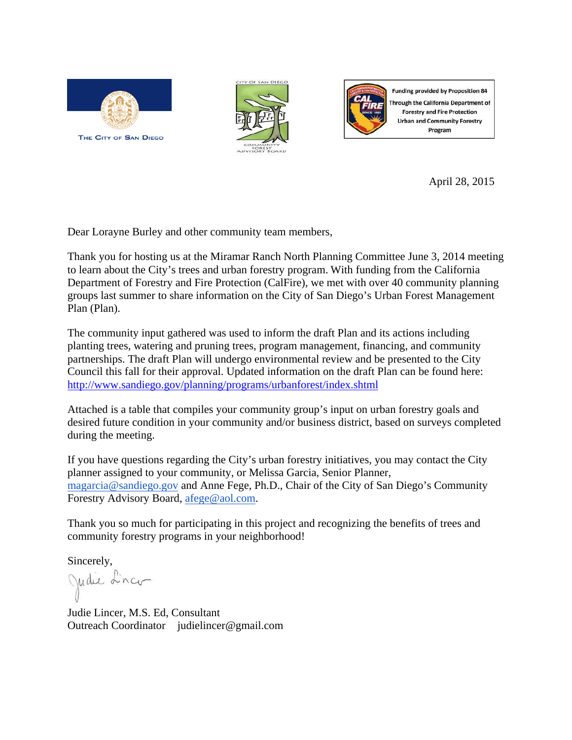The City of San Diego

City of San Diego Community Forest Advisory Board

Funding provided by Proposition 84 Through the California Department of Forestry and Fire Protection Urban and Community Forestry Program

April 28, 2015

Dear Lorayne Burley and other community team members,

Thank you for hosting us at the Miramar Ranch North Planning Committee June 3, 2014 meeting to learn about the City's trees and urban forestry program. With funding from the California Department of Forestry and Fire Protection (CalFire), we met with over 40 community planning groups last summer to share information on the City of San Diego's Urban Forest Management Plan (Plan).

The community input gathered was used to inform the draft Plan and its actions including planting trees, watering and pruning trees, program management, financing, and community partnerships. The draft Plan will undergo environmental review and be presented to the City Council this fall for their approval. Updated information on the draft Plan can be found here: http://www.sandiego.gov/planning/programs/urbanforest/index.shtml

Attached is a table that compiles your community group's input on urban forestry goals and desired future condition in your community and/or business district, based on surveys completed during the meeting.

If you have questions regarding the City's urban forestry initiatives, you may contact the City planner assigned to your community, or Melissa Garcia, Senior Planner, magarcia@sandiego.gov and Anne Fege, Ph.D., Chair of the City of San Diego's Community Forestry Advisory Board, afege@aol.com.

Thank you so much for participating in this project and recognizing the benefits of trees and community forestry programs in your neighborhood!

Sincerely,

Judie Lincer

Judie Lincer, M.S. Ed, Consultant
Outreach Coordinator judielincer@gmail.com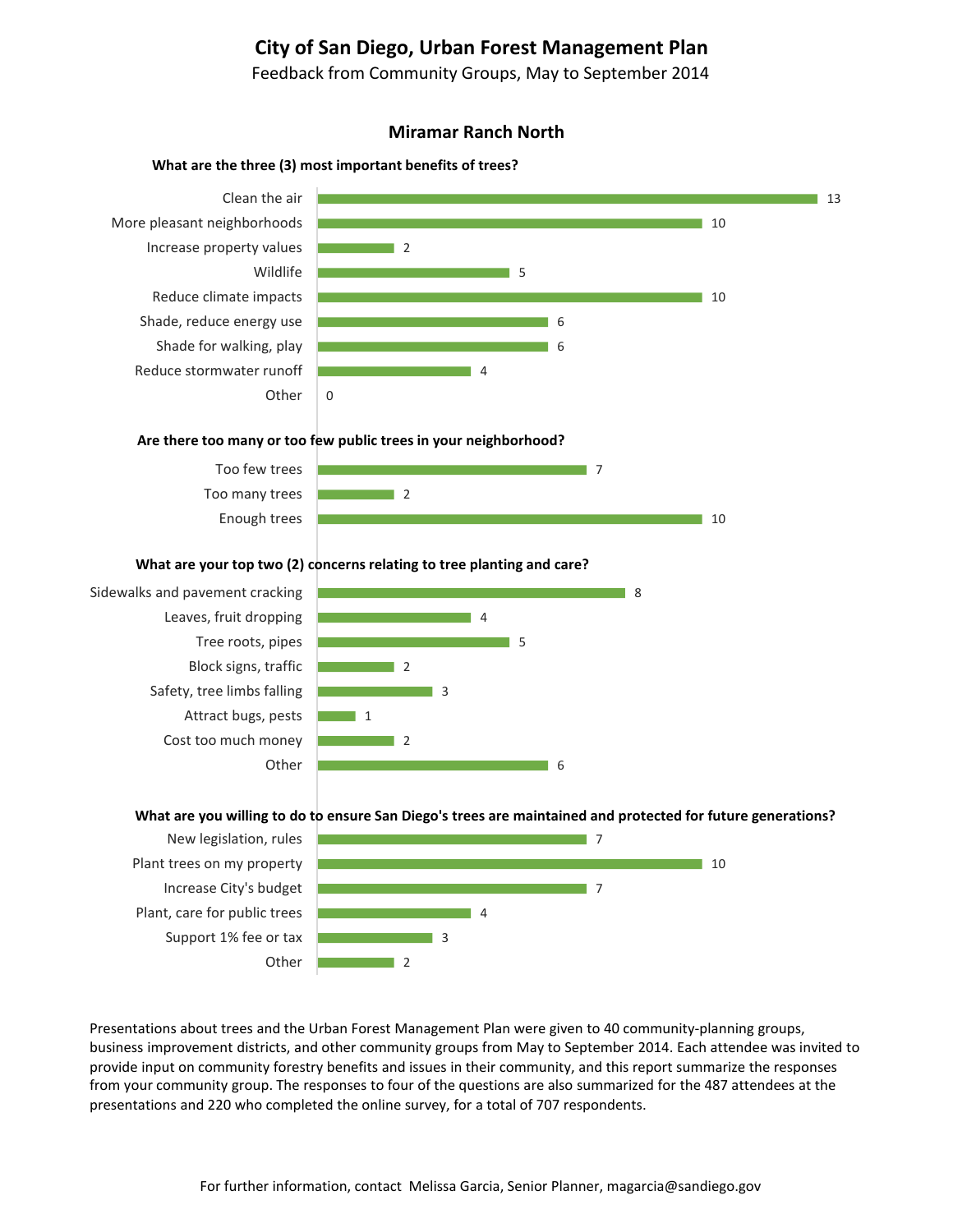# City of San Diego, Urban Forest Management Plan

Feedback from Community Groups, May to September 2014

## Miramar Ranch North

### What are the three (3) most important benefits of trees?

| Benefit | Responses |
|---|---|
| Clean the air | 13 |
| More pleasant neighborhoods | 10 |
| Increase property values | 2 |
| Wildlife | 5 |
| Reduce climate impacts | 10 |
| Shade, reduce energy use | 6 |
| Shade for walking, play | 6 |
| Reduce stormwater runoff | 4 |
| Other | 0 |

### Are there too many or too few public trees in your neighborhood?

| Response | Count |
|---|---|
| Too few trees | 7 |
| Too many trees | 2 |
| Enough trees | 10 |

### What are your top two (2) concerns relating to tree planting and care?

| Concern | Responses |
|---|---|
| Sidewalks and pavement cracking | 8 |
| Leaves, fruit dropping | 4 |
| Tree roots, pipes | 5 |
| Block signs, traffic | 2 |
| Safety, tree limbs falling | 3 |
| Attract bugs, pests | 1 |
| Cost too much money | 2 |
| Other | 6 |

### What are you willing to do to ensure San Diego's trees are maintained and protected for future generations?

| Action | Responses |
|---|---|
| New legislation, rules | 7 |
| Plant trees on my property | 10 |
| Increase City's budget | 7 |
| Plant, care for public trees | 4 |
| Support 1% fee or tax | 3 |
| Other | 2 |

Presentations about trees and the Urban Forest Management Plan were given to 40 community-planning groups, business improvement districts, and other community groups from May to September 2014. Each attendee was invited to provide input on community forestry benefits and issues in their community, and this report summarize the responses from your community group. The responses to four of the questions are also summarized for the 487 attendees at the presentations and 220 who completed the online survey, for a total of 707 respondents.

For further information, contact Melissa Garcia, Senior Planner, magarcia@sandiego.gov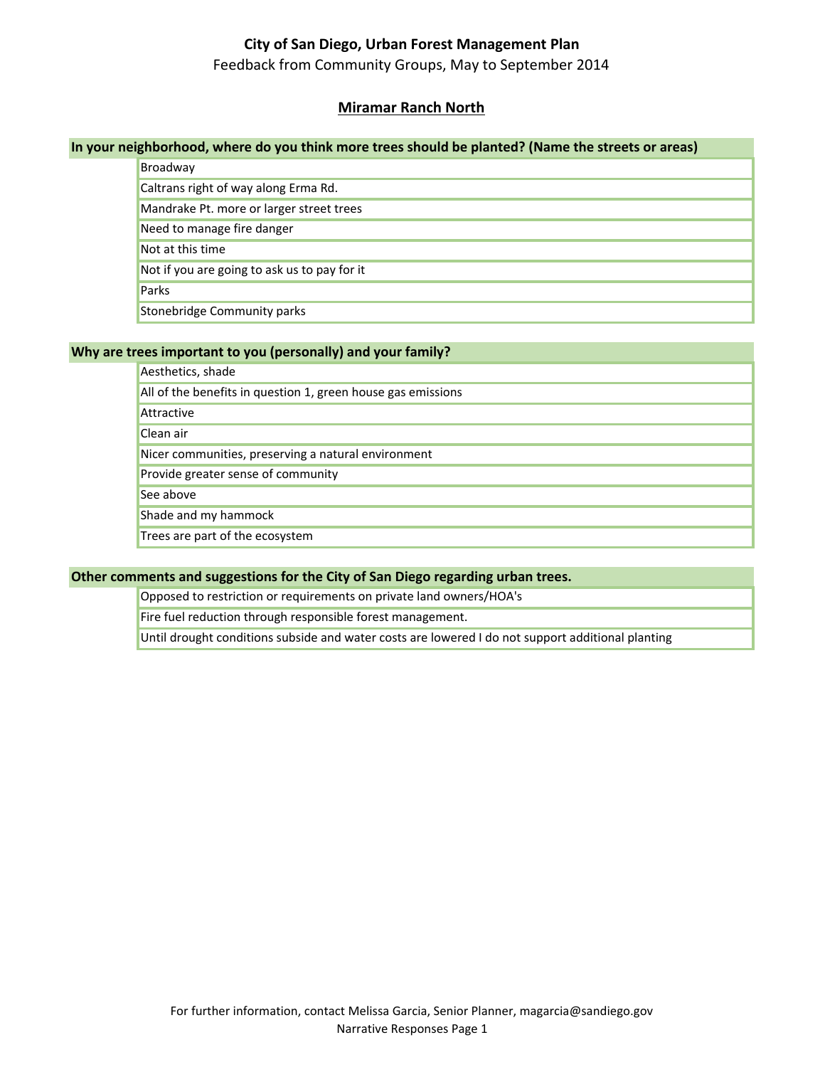# City of San Diego, Urban Forest Management Plan

Feedback from Community Groups, May to September 2014

## Miramar Ranch North

### In your neighborhood, where do you think more trees should be planted? (Name the streets or areas)

- Broadway
- Caltrans right of way along Erma Rd.
- Mandrake Pt. more or larger street trees
- Need to manage fire danger
- Not at this time
- Not if you are going to ask us to pay for it
- Parks
- Stonebridge Community parks

### Why are trees important to you (personally) and your family?

- Aesthetics, shade
- All of the benefits in question 1, green house gas emissions
- Attractive
- Clean air
- Nicer communities, preserving a natural environment
- Provide greater sense of community
- See above
- Shade and my hammock
- Trees are part of the ecosystem

### Other comments and suggestions for the City of San Diego regarding urban trees.

- Opposed to restriction or requirements on private land owners/HOA's
- Fire fuel reduction through responsible forest management.
- Until drought conditions subside and water costs are lowered I do not support additional planting

For further information, contact Melissa Garcia, Senior Planner, magarcia@sandiego.gov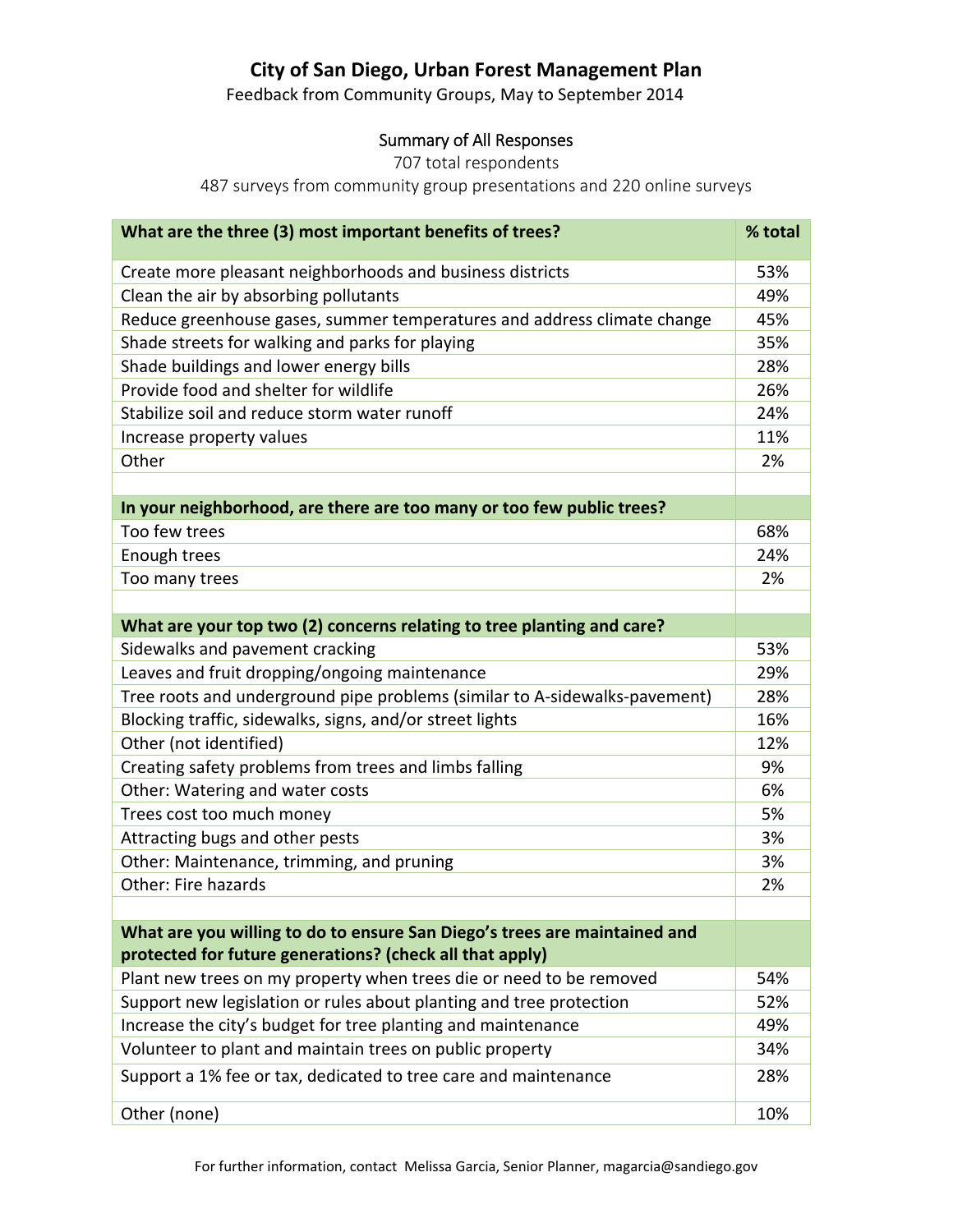# City of San Diego, Urban Forest Management Plan

Feedback from Community Groups, May to September 2014

## Summary of All Responses

707 total respondents

487 surveys from community group presentations and 220 online surveys

| What are the three (3) most important benefits of trees? | % total |
|---|---|
| Create more pleasant neighborhoods and business districts | 53% |
| Clean the air by absorbing pollutants | 49% |
| Reduce greenhouse gases, summer temperatures and address climate change | 45% |
| Shade streets for walking and parks for playing | 35% |
| Shade buildings and lower energy bills | 28% |
| Provide food and shelter for wildlife | 26% |
| Stabilize soil and reduce storm water runoff | 24% |
| Increase property values | 11% |
| Other | 2% |
| | |
| **In your neighborhood, are there are too many or too few public trees?** | |
| Too few trees | 68% |
| Enough trees | 24% |
| Too many trees | 2% |
| | |
| **What are your top two (2) concerns relating to tree planting and care?** | |
| Sidewalks and pavement cracking | 53% |
| Leaves and fruit dropping/ongoing maintenance | 29% |
| Tree roots and underground pipe problems (similar to A-sidewalks-pavement) | 28% |
| Blocking traffic, sidewalks, signs, and/or street lights | 16% |
| Other (not identified) | 12% |
| Creating safety problems from trees and limbs falling | 9% |
| Other: Watering and water costs | 6% |
| Trees cost too much money | 5% |
| Attracting bugs and other pests | 3% |
| Other: Maintenance, trimming, and pruning | 3% |
| Other: Fire hazards | 2% |
| | |
| **What are you willing to do to ensure San Diego's trees are maintained and protected for future generations? (check all that apply)** | |
| Plant new trees on my property when trees die or need to be removed | 54% |
| Support new legislation or rules about planting and tree protection | 52% |
| Increase the city's budget for tree planting and maintenance | 49% |
| Volunteer to plant and maintain trees on public property | 34% |
| Support a 1% fee or tax, dedicated to tree care and maintenance | 28% |
| Other (none) | 10% |

For further information, contact Melissa Garcia, Senior Planner, magarcia@sandiego.gov